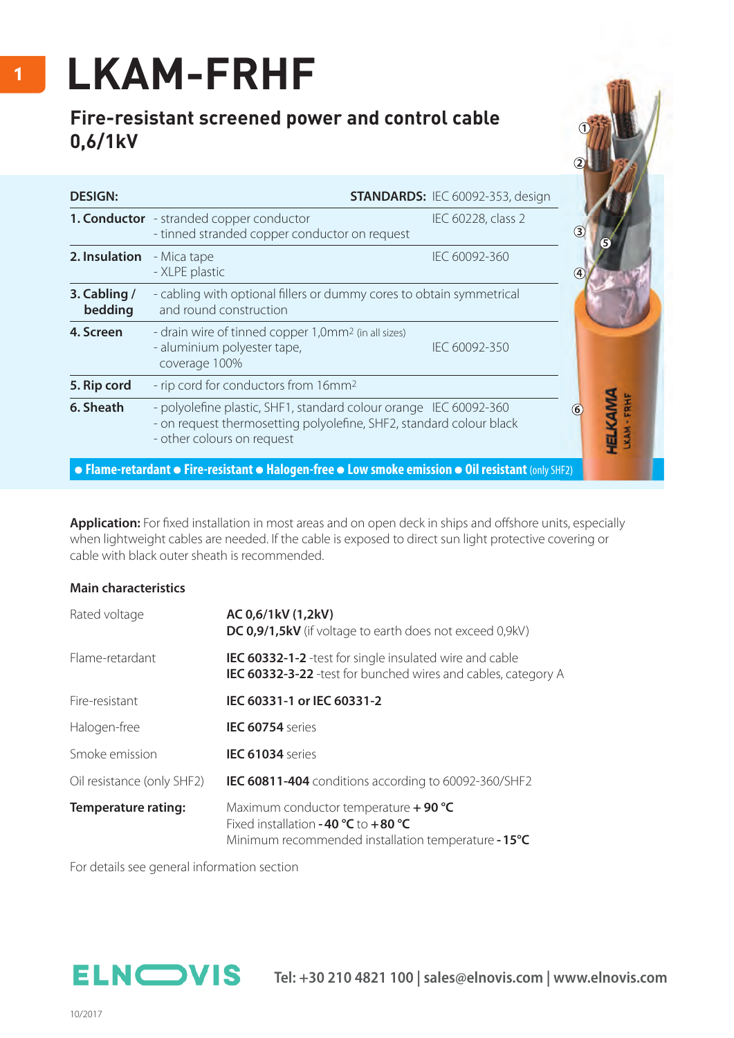# LKAM-FRHF

## Fire-resistant screened power and control cable 0,6/1kV

| DESIGN: | | STANDARDS: IEC 60092-353, design |
|---|---|---|
| 1. Conductor | - stranded copper conductor<br>- tinned stranded copper conductor on request | IEC 60228, class 2 |
| 2. Insulation | - Mica tape<br>- XLPE plastic | IEC 60092-360 |
| 3. Cabling / bedding | - cabling with optional fillers or dummy cores to obtain symmetrical and round construction | |
| 4. Screen | - drain wire of tinned copper 1,0mm² (in all sizes)<br>- aluminium polyester tape, coverage 100% | IEC 60092-350 |
| 5. Rip cord | - rip cord for conductors from 16mm² | |
| 6. Sheath | - polyolefine plastic, SHF1, standard colour orange<br>- on request thermosetting polyolefine, SHF2, standard colour black<br>- other colours on request | IEC 60092-360 |

● **Flame-retardant** ● **Fire-resistant** ● **Halogen-free** ● **Low smoke emission** ● **Oil resistant** (only SHF2)

**Application:** For fixed installation in most areas and on open deck in ships and offshore units, especially when lightweight cables are needed. If the cable is exposed to direct sun light protective covering or cable with black outer sheath is recommended.

### Main characteristics

| | |
|---|---|
| Rated voltage | **AC 0,6/1kV (1,2kV)**<br>**DC 0,9/1,5kV** (if voltage to earth does not exceed 0,9kV) |
| Flame-retardant | **IEC 60332-1-2** -test for single insulated wire and cable<br>**IEC 60332-3-22** -test for bunched wires and cables, category A |
| Fire-resistant | **IEC 60331-1 or IEC 60331-2** |
| Halogen-free | **IEC 60754** series |
| Smoke emission | **IEC 61034** series |
| Oil resistance (only SHF2) | **IEC 60811-404** conditions according to 60092-360/SHF2 |
| **Temperature rating:** | Maximum conductor temperature **+ 90 °C**<br>Fixed installation **- 40 °C** to **+ 80 °C**<br>Minimum recommended installation temperature **- 15°C** |

For details see general information section

ELNOVIS Tel: +30 210 4821 100 | sales@elnovis.com | www.elnovis.com

10/2017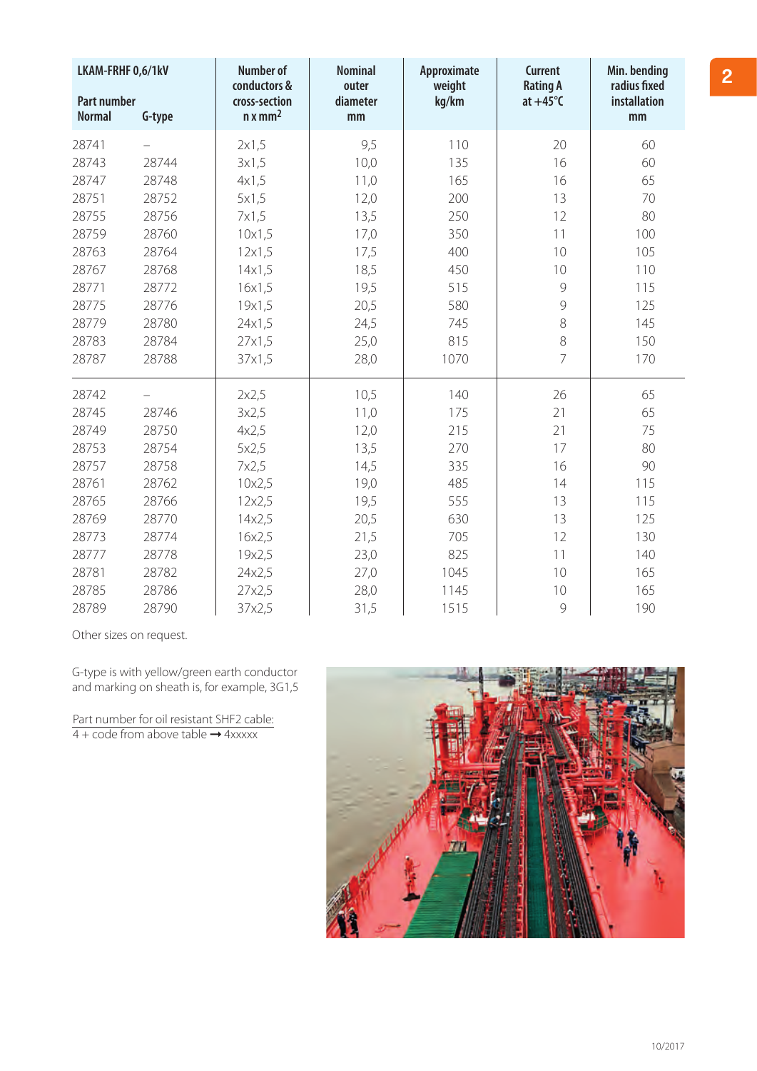| LKAM-FRHF 0,6/1kV Part number Normal | G-type | Number of conductors & cross-section n x $mm^2$ | Nominal outer diameter mm | Approximate weight kg/km | Current Rating A at +45°C | Min. bending radius fixed installation mm |
|---|---|---|---|---|---|---|
| 28741 | – | 2x1,5 | 9,5 | 110 | 20 | 60 |
| 28743 | 28744 | 3x1,5 | 10,0 | 135 | 16 | 60 |
| 28747 | 28748 | 4x1,5 | 11,0 | 165 | 16 | 65 |
| 28751 | 28752 | 5x1,5 | 12,0 | 200 | 13 | 70 |
| 28755 | 28756 | 7x1,5 | 13,5 | 250 | 12 | 80 |
| 28759 | 28760 | 10x1,5 | 17,0 | 350 | 11 | 100 |
| 28763 | 28764 | 12x1,5 | 17,5 | 400 | 10 | 105 |
| 28767 | 28768 | 14x1,5 | 18,5 | 450 | 10 | 110 |
| 28771 | 28772 | 16x1,5 | 19,5 | 515 | 9 | 115 |
| 28775 | 28776 | 19x1,5 | 20,5 | 580 | 9 | 125 |
| 28779 | 28780 | 24x1,5 | 24,5 | 745 | 8 | 145 |
| 28783 | 28784 | 27x1,5 | 25,0 | 815 | 8 | 150 |
| 28787 | 28788 | 37x1,5 | 28,0 | 1070 | 7 | 170 |
| 28742 | – | 2x2,5 | 10,5 | 140 | 26 | 65 |
| 28745 | 28746 | 3x2,5 | 11,0 | 175 | 21 | 65 |
| 28749 | 28750 | 4x2,5 | 12,0 | 215 | 21 | 75 |
| 28753 | 28754 | 5x2,5 | 13,5 | 270 | 17 | 80 |
| 28757 | 28758 | 7x2,5 | 14,5 | 335 | 16 | 90 |
| 28761 | 28762 | 10x2,5 | 19,0 | 485 | 14 | 115 |
| 28765 | 28766 | 12x2,5 | 19,5 | 555 | 13 | 115 |
| 28769 | 28770 | 14x2,5 | 20,5 | 630 | 13 | 125 |
| 28773 | 28774 | 16x2,5 | 21,5 | 705 | 12 | 130 |
| 28777 | 28778 | 19x2,5 | 23,0 | 825 | 11 | 140 |
| 28781 | 28782 | 24x2,5 | 27,0 | 1045 | 10 | 165 |
| 28785 | 28786 | 27x2,5 | 28,0 | 1145 | 10 | 165 |
| 28789 | 28790 | 37x2,5 | 31,5 | 1515 | 9 | 190 |

Other sizes on request.

G-type is with yellow/green earth conductor and marking on sheath is, for example, 3G1,5

Part number for oil resistant SHF2 cable:
4 + code from above table → 4xxxxx

10/2017